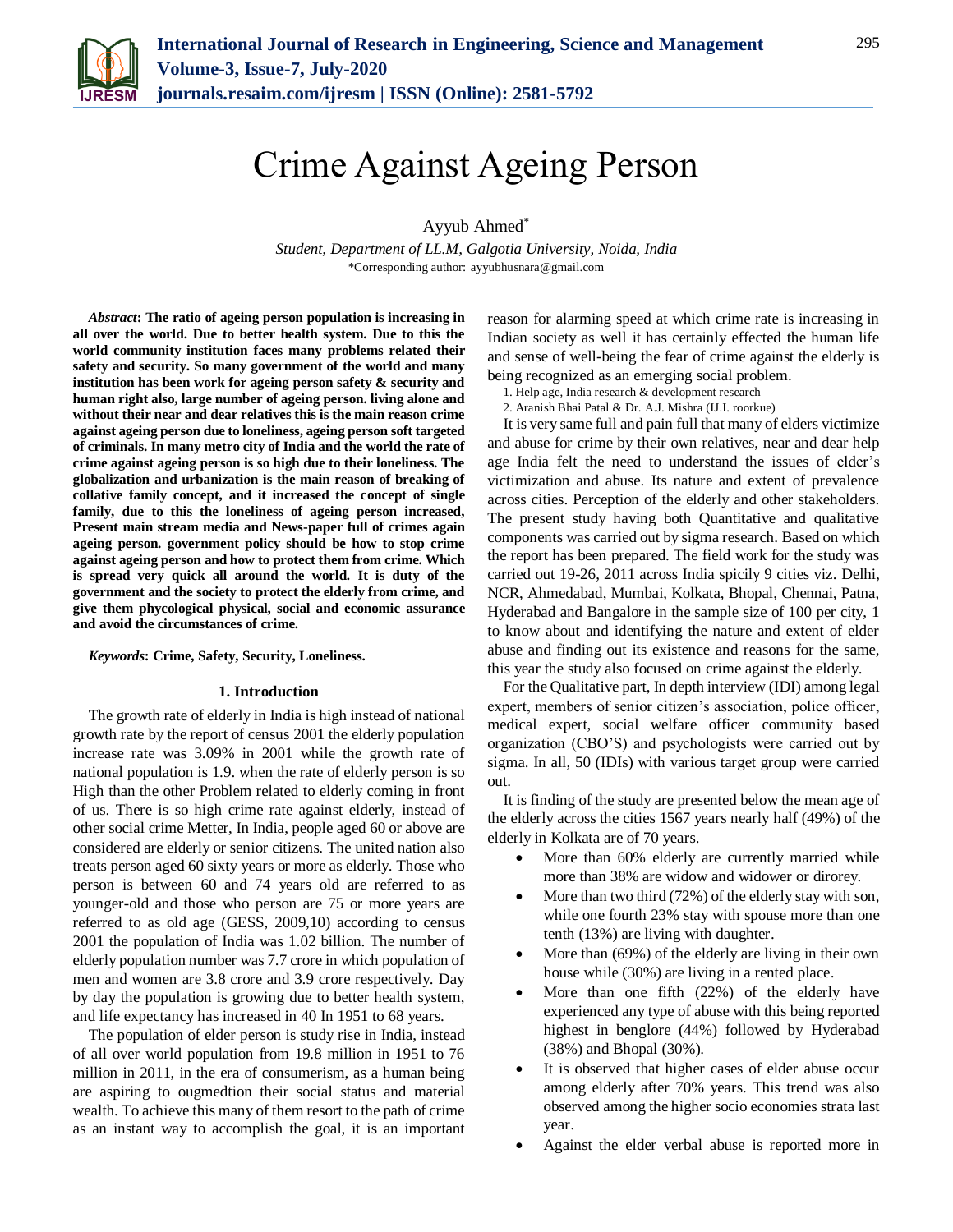# Crime Against Ageing Person

Ayyub Ahmed*

*Student, Department of LL.M, Galgotia University, Noida, India*

*Corresponding author: ayyubhusnara@gmail.com

***Abstract*: The ratio of ageing person population is increasing in all over the world. Due to better health system. Due to this the world community institution faces many problems related their safety and security. So many government of the world and many institution has been work for ageing person safety & security and human right also, large number of ageing person. living alone and without their near and dear relatives this is the main reason crime against ageing person due to loneliness, ageing person soft targeted of criminals. In many metro city of India and the world the rate of crime against ageing person is so high due to their loneliness. The globalization and urbanization is the main reason of breaking of collative family concept, and it increased the concept of single family, due to this the loneliness of ageing person increased, Present main stream media and News-paper full of crimes again ageing person. government policy should be how to stop crime against ageing person and how to protect them from crime. Which is spread very quick all around the world. It is duty of the government and the society to protect the elderly from crime, and give them phycological physical, social and economic assurance and avoid the circumstances of crime.**

***Keywords*: Crime, Safety, Security, Loneliness.**

## 1. Introduction

The growth rate of elderly in India is high instead of national growth rate by the report of census 2001 the elderly population increase rate was 3.09% in 2001 while the growth rate of national population is 1.9. when the rate of elderly person is so High than the other Problem related to elderly coming in front of us. There is so high crime rate against elderly, instead of other social crime Metter, In India, people aged 60 or above are considered are elderly or senior citizens. The united nation also treats person aged 60 sixty years or more as elderly. Those who person is between 60 and 74 years old are referred to as younger-old and those who person are 75 or more years are referred to as old age (GESS, 2009,10) according to census 2001 the population of India was 1.02 billion. The number of elderly population number was 7.7 crore in which population of men and women are 3.8 crore and 3.9 crore respectively. Day by day the population is growing due to better health system, and life expectancy has increased in 40 In 1951 to 68 years.

The population of elder person is study rise in India, instead of all over world population from 19.8 million in 1951 to 76 million in 2011, in the era of consumerism, as a human being are aspiring to ougmedtion their social status and material wealth. To achieve this many of them resort to the path of crime as an instant way to accomplish the goal, it is an important reason for alarming speed at which crime rate is increasing in Indian society as well it has certainly effected the human life and sense of well-being the fear of crime against the elderly is being recognized as an emerging social problem.

1. Help age, India research & development research
2. Aranish Bhai Patal & Dr. A.J. Mishra (IJ.I. roorkue)

It is very same full and pain full that many of elders victimize and abuse for crime by their own relatives, near and dear help age India felt the need to understand the issues of elder's victimization and abuse. Its nature and extent of prevalence across cities. Perception of the elderly and other stakeholders. The present study having both Quantitative and qualitative components was carried out by sigma research. Based on which the report has been prepared. The field work for the study was carried out 19-26, 2011 across India spicily 9 cities viz. Delhi, NCR, Ahmedabad, Mumbai, Kolkata, Bhopal, Chennai, Patna, Hyderabad and Bangalore in the sample size of 100 per city, 1 to know about and identifying the nature and extent of elder abuse and finding out its existence and reasons for the same, this year the study also focused on crime against the elderly.

For the Qualitative part, In depth interview (IDI) among legal expert, members of senior citizen's association, police officer, medical expert, social welfare officer community based organization (CBO'S) and psychologists were carried out by sigma. In all, 50 (IDIs) with various target group were carried out.

It is finding of the study are presented below the mean age of the elderly across the cities 1567 years nearly half (49%) of the elderly in Kolkata are of 70 years.

- More than 60% elderly are currently married while more than 38% are widow and widower or dirorey.
- More than two third (72%) of the elderly stay with son, while one fourth 23% stay with spouse more than one tenth (13%) are living with daughter.
- More than (69%) of the elderly are living in their own house while (30%) are living in a rented place.
- More than one fifth (22%) of the elderly have experienced any type of abuse with this being reported highest in benglore (44%) followed by Hyderabad (38%) and Bhopal (30%).
- It is observed that higher cases of elder abuse occur among elderly after 70% years. This trend was also observed among the higher socio economies strata last year.
- Against the elder verbal abuse is reported more in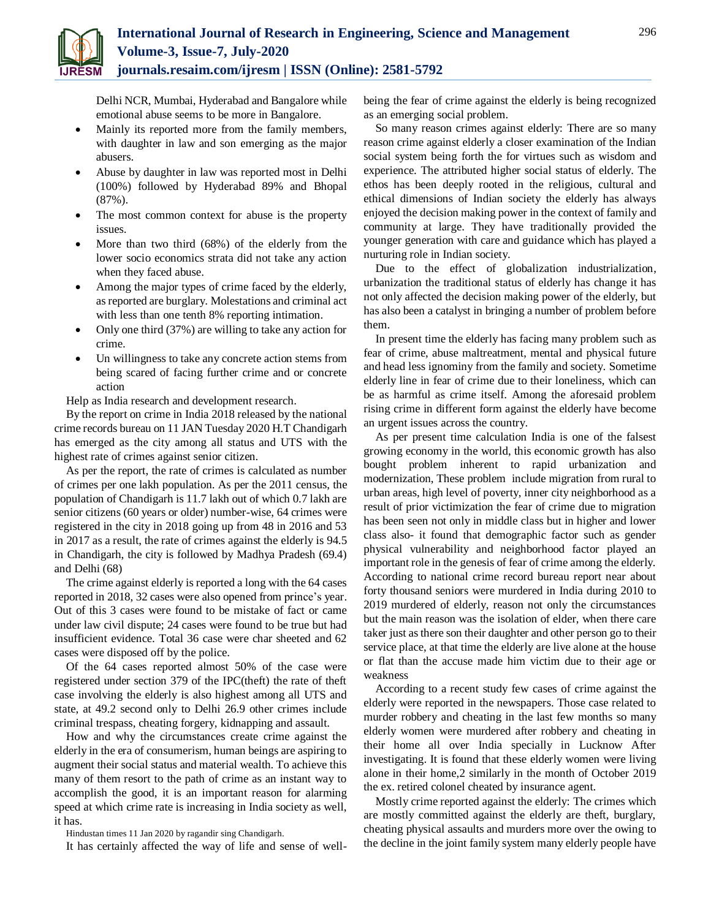Delhi NCR, Mumbai, Hyderabad and Bangalore while emotional abuse seems to be more in Bangalore.

- Mainly its reported more from the family members, with daughter in law and son emerging as the major abusers.
- Abuse by daughter in law was reported most in Delhi (100%) followed by Hyderabad 89% and Bhopal (87%).
- The most common context for abuse is the property issues.
- More than two third (68%) of the elderly from the lower socio economics strata did not take any action when they faced abuse.
- Among the major types of crime faced by the elderly, as reported are burglary. Molestations and criminal act with less than one tenth 8% reporting intimation.
- Only one third (37%) are willing to take any action for crime.
- Un willingness to take any concrete action stems from being scared of facing further crime and or concrete action

Help as India research and development research.

By the report on crime in India 2018 released by the national crime records bureau on 11 JAN Tuesday 2020 H.T Chandigarh has emerged as the city among all status and UTS with the highest rate of crimes against senior citizen.

As per the report, the rate of crimes is calculated as number of crimes per one lakh population. As per the 2011 census, the population of Chandigarh is 11.7 lakh out of which 0.7 lakh are senior citizens (60 years or older) number-wise, 64 crimes were registered in the city in 2018 going up from 48 in 2016 and 53 in 2017 as a result, the rate of crimes against the elderly is 94.5 in Chandigarh, the city is followed by Madhya Pradesh (69.4) and Delhi (68)

The crime against elderly is reported a long with the 64 cases reported in 2018, 32 cases were also opened from prince's year. Out of this 3 cases were found to be mistake of fact or came under law civil dispute; 24 cases were found to be true but had insufficient evidence. Total 36 case were char sheeted and 62 cases were disposed off by the police.

Of the 64 cases reported almost 50% of the case were registered under section 379 of the IPC(theft) the rate of theft case involving the elderly is also highest among all UTS and state, at 49.2 second only to Delhi 26.9 other crimes include criminal trespass, cheating forgery, kidnapping and assault.

How and why the circumstances create crime against the elderly in the era of consumerism, human beings are aspiring to augment their social status and material wealth. To achieve this many of them resort to the path of crime as an instant way to accomplish the good, it is an important reason for alarming speed at which crime rate is increasing in India society as well, it has.

Hindustan times 11 Jan 2020 by ragandir sing Chandigarh.

It has certainly affected the way of life and sense of well-being the fear of crime against the elderly is being recognized as an emerging social problem.

So many reason crimes against elderly: There are so many reason crime against elderly a closer examination of the Indian social system being forth the for virtues such as wisdom and experience. The attributed higher social status of elderly. The ethos has been deeply rooted in the religious, cultural and ethical dimensions of Indian society the elderly has always enjoyed the decision making power in the context of family and community at large. They have traditionally provided the younger generation with care and guidance which has played a nurturing role in Indian society.

Due to the effect of globalization industrialization, urbanization the traditional status of elderly has change it has not only affected the decision making power of the elderly, but has also been a catalyst in bringing a number of problem before them.

In present time the elderly has facing many problem such as fear of crime, abuse maltreatment, mental and physical future and head less ignominy from the family and society. Sometime elderly line in fear of crime due to their loneliness, which can be as harmful as crime itself. Among the aforesaid problem rising crime in different form against the elderly have become an urgent issues across the country.

As per present time calculation India is one of the falsest growing economy in the world, this economic growth has also bought problem inherent to rapid urbanization and modernization, These problem include migration from rural to urban areas, high level of poverty, inner city neighborhood as a result of prior victimization the fear of crime due to migration has been seen not only in middle class but in higher and lower class also- it found that demographic factor such as gender physical vulnerability and neighborhood factor played an important role in the genesis of fear of crime among the elderly. According to national crime record bureau report near about forty thousand seniors were murdered in India during 2010 to 2019 murdered of elderly, reason not only the circumstances but the main reason was the isolation of elder, when there care taker just as there son their daughter and other person go to their service place, at that time the elderly are live alone at the house or flat than the accuse made him victim due to their age or weakness

According to a recent study few cases of crime against the elderly were reported in the newspapers. Those case related to murder robbery and cheating in the last few months so many elderly women were murdered after robbery and cheating in their home all over India specially in Lucknow After investigating. It is found that these elderly women were living alone in their home,2 similarly in the month of October 2019 the ex. retired colonel cheated by insurance agent.

Mostly crime reported against the elderly: The crimes which are mostly committed against the elderly are theft, burglary, cheating physical assaults and murders more over the owing to the decline in the joint family system many elderly people have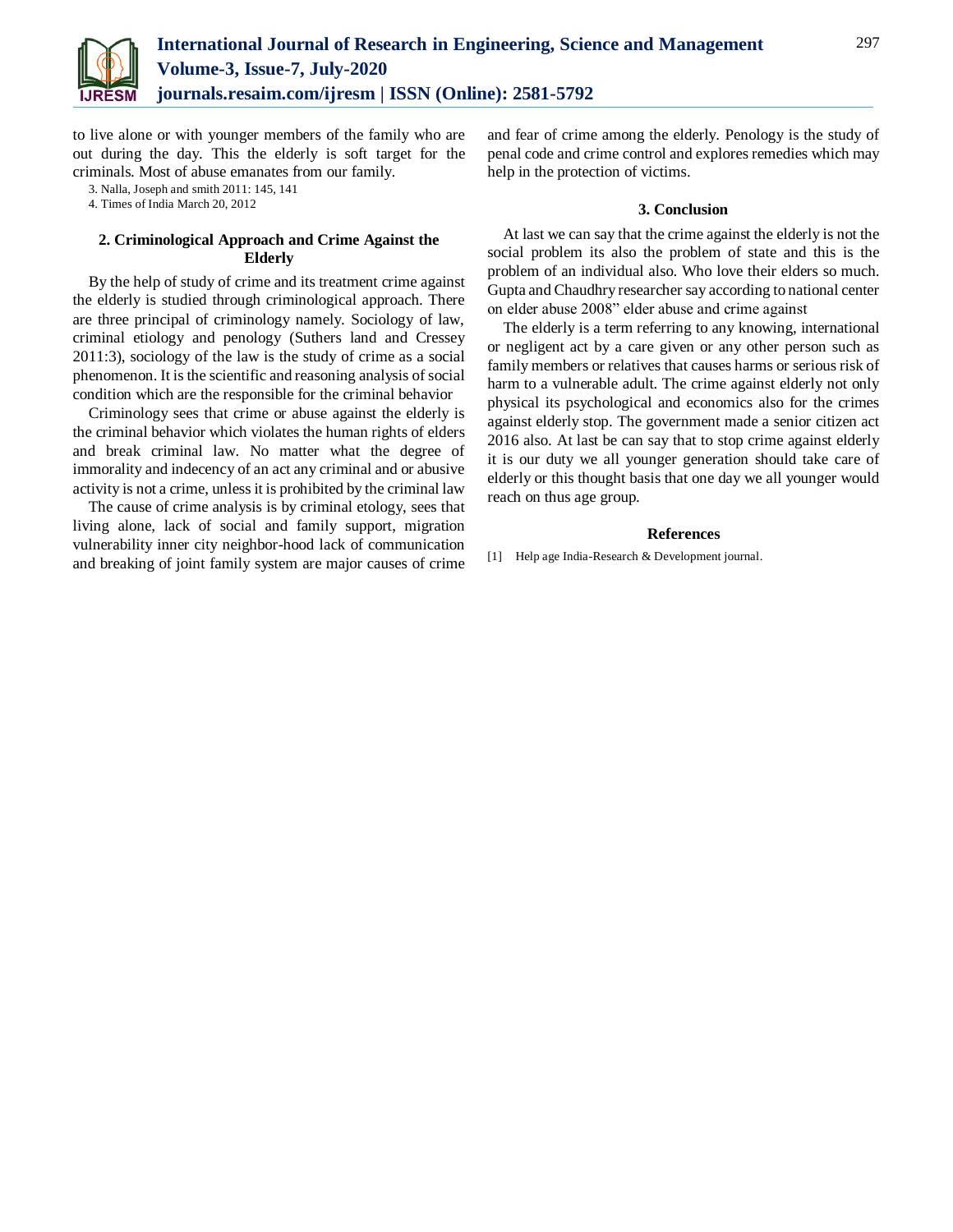to live alone or with younger members of the family who are out during the day. This the elderly is soft target for the criminals. Most of abuse emanates from our family.

3. Nalla, Joseph and smith 2011: 145, 141

4. Times of India March 20, 2012

## 2. Criminological Approach and Crime Against the Elderly

By the help of study of crime and its treatment crime against the elderly is studied through criminological approach. There are three principal of criminology namely. Sociology of law, criminal etiology and penology (Suthers land and Cressey 2011:3), sociology of the law is the study of crime as a social phenomenon. It is the scientific and reasoning analysis of social condition which are the responsible for the criminal behavior

Criminology sees that crime or abuse against the elderly is the criminal behavior which violates the human rights of elders and break criminal law. No matter what the degree of immorality and indecency of an act any criminal and or abusive activity is not a crime, unless it is prohibited by the criminal law

The cause of crime analysis is by criminal etology, sees that living alone, lack of social and family support, migration vulnerability inner city neighbor-hood lack of communication and breaking of joint family system are major causes of crime and fear of crime among the elderly. Penology is the study of penal code and crime control and explores remedies which may help in the protection of victims.

## 3. Conclusion

At last we can say that the crime against the elderly is not the social problem its also the problem of state and this is the problem of an individual also. Who love their elders so much. Gupta and Chaudhry researcher say according to national center on elder abuse 2008" elder abuse and crime against

The elderly is a term referring to any knowing, international or negligent act by a care given or any other person such as family members or relatives that causes harms or serious risk of harm to a vulnerable adult. The crime against elderly not only physical its psychological and economics also for the crimes against elderly stop. The government made a senior citizen act 2016 also. At last be can say that to stop crime against elderly it is our duty we all younger generation should take care of elderly or this thought basis that one day we all younger would reach on thus age group.

## References

[1] Help age India-Research & Development journal.